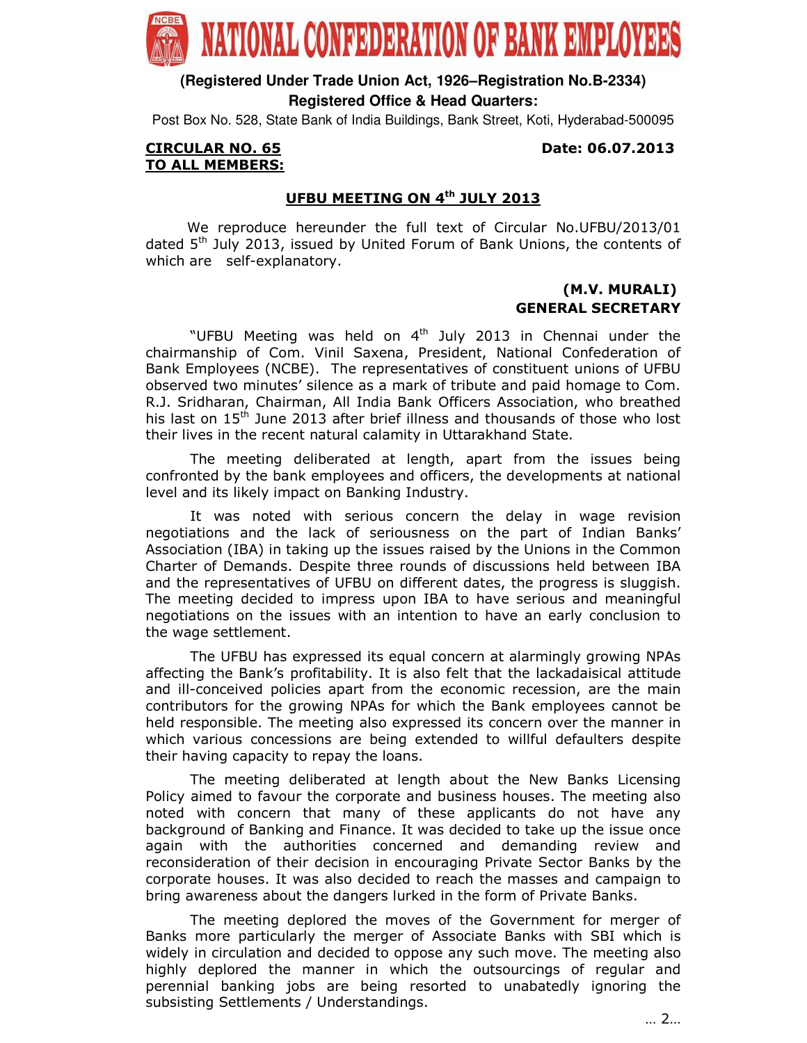# NATIONAL CONFEDERATION OF BANK EMPLOYEES

**(Registered Under Trade Union Act, 1926–Registration No.B-2334)**
**Registered Office & Head Quarters:**
Post Box No. 528, State Bank of India Buildings, Bank Street, Koti, Hyderabad-500095

**CIRCULAR NO. 65** **Date: 06.07.2013**
**TO ALL MEMBERS:**

## UFBU MEETING ON 4th JULY 2013

We reproduce hereunder the full text of Circular No.UFBU/2013/01 dated 5th July 2013, issued by United Forum of Bank Unions, the contents of which are self-explanatory.

**(M.V. MURALI)**
**GENERAL SECRETARY**

"UFBU Meeting was held on 4th July 2013 in Chennai under the chairmanship of Com. Vinil Saxena, President, National Confederation of Bank Employees (NCBE). The representatives of constituent unions of UFBU observed two minutes' silence as a mark of tribute and paid homage to Com. R.J. Sridharan, Chairman, All India Bank Officers Association, who breathed his last on 15th June 2013 after brief illness and thousands of those who lost their lives in the recent natural calamity in Uttarakhand State.

The meeting deliberated at length, apart from the issues being confronted by the bank employees and officers, the developments at national level and its likely impact on Banking Industry.

It was noted with serious concern the delay in wage revision negotiations and the lack of seriousness on the part of Indian Banks' Association (IBA) in taking up the issues raised by the Unions in the Common Charter of Demands. Despite three rounds of discussions held between IBA and the representatives of UFBU on different dates, the progress is sluggish. The meeting decided to impress upon IBA to have serious and meaningful negotiations on the issues with an intention to have an early conclusion to the wage settlement.

The UFBU has expressed its equal concern at alarmingly growing NPAs affecting the Bank's profitability. It is also felt that the lackadaisical attitude and ill-conceived policies apart from the economic recession, are the main contributors for the growing NPAs for which the Bank employees cannot be held responsible. The meeting also expressed its concern over the manner in which various concessions are being extended to willful defaulters despite their having capacity to repay the loans.

The meeting deliberated at length about the New Banks Licensing Policy aimed to favour the corporate and business houses. The meeting also noted with concern that many of these applicants do not have any background of Banking and Finance. It was decided to take up the issue once again with the authorities concerned and demanding review and reconsideration of their decision in encouraging Private Sector Banks by the corporate houses. It was also decided to reach the masses and campaign to bring awareness about the dangers lurked in the form of Private Banks.

The meeting deplored the moves of the Government for merger of Banks more particularly the merger of Associate Banks with SBI which is widely in circulation and decided to oppose any such move. The meeting also highly deplored the manner in which the outsourcings of regular and perennial banking jobs are being resorted to unabatedly ignoring the subsisting Settlements / Understandings.

… 2…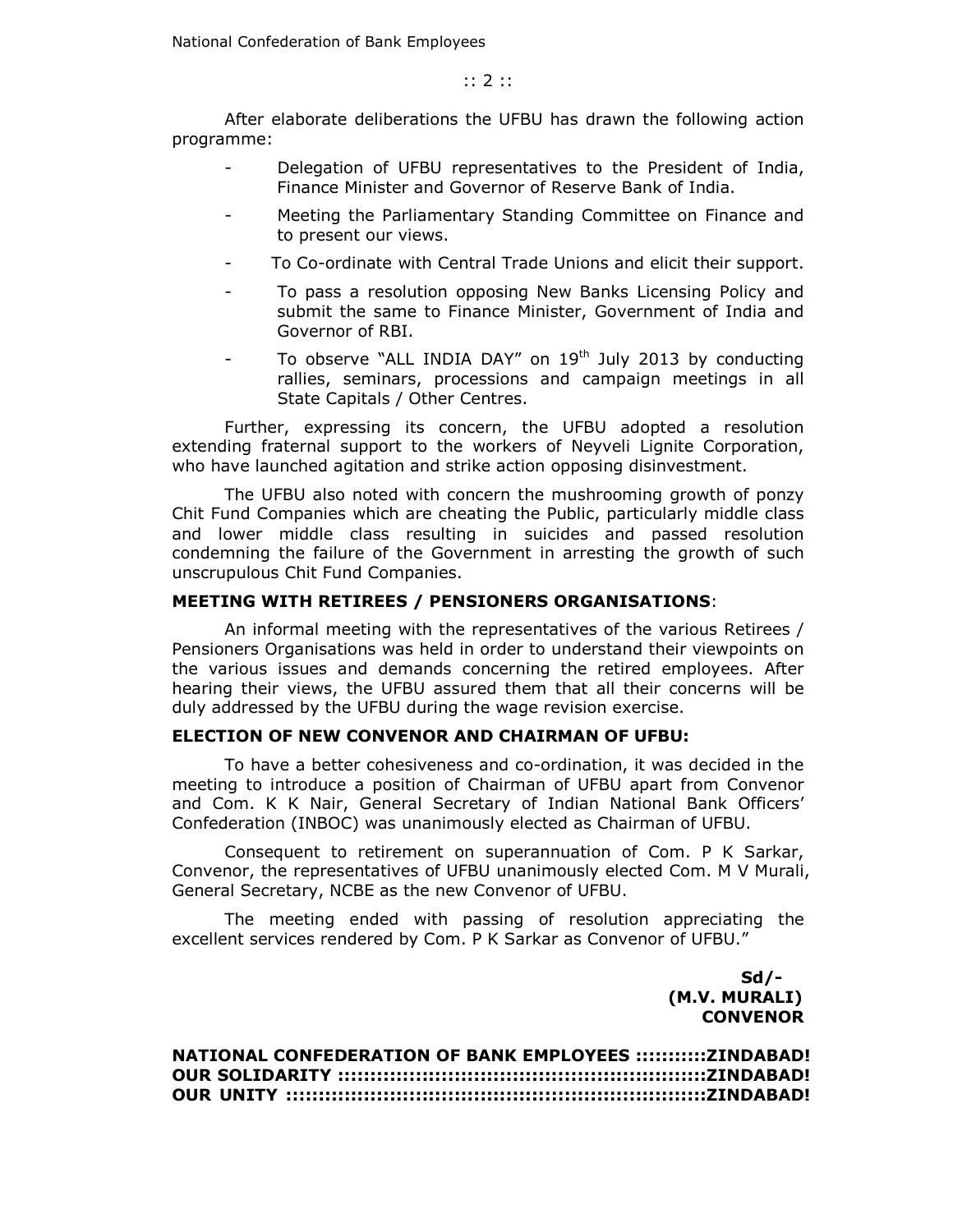After elaborate deliberations the UFBU has drawn the following action programme:

- Delegation of UFBU representatives to the President of India, Finance Minister and Governor of Reserve Bank of India.
- Meeting the Parliamentary Standing Committee on Finance and to present our views.
- To Co-ordinate with Central Trade Unions and elicit their support.
- To pass a resolution opposing New Banks Licensing Policy and submit the same to Finance Minister, Government of India and Governor of RBI.
- To observe "ALL INDIA DAY" on 19th July 2013 by conducting rallies, seminars, processions and campaign meetings in all State Capitals / Other Centres.

Further, expressing its concern, the UFBU adopted a resolution extending fraternal support to the workers of Neyveli Lignite Corporation, who have launched agitation and strike action opposing disinvestment.

The UFBU also noted with concern the mushrooming growth of ponzy Chit Fund Companies which are cheating the Public, particularly middle class and lower middle class resulting in suicides and passed resolution condemning the failure of the Government in arresting the growth of such unscrupulous Chit Fund Companies.

**MEETING WITH RETIREES / PENSIONERS ORGANISATIONS**:

An informal meeting with the representatives of the various Retirees / Pensioners Organisations was held in order to understand their viewpoints on the various issues and demands concerning the retired employees. After hearing their views, the UFBU assured them that all their concerns will be duly addressed by the UFBU during the wage revision exercise.

**ELECTION OF NEW CONVENOR AND CHAIRMAN OF UFBU:**

To have a better cohesiveness and co-ordination, it was decided in the meeting to introduce a position of Chairman of UFBU apart from Convenor and Com. K K Nair, General Secretary of Indian National Bank Officers' Confederation (INBOC) was unanimously elected as Chairman of UFBU.

Consequent to retirement on superannuation of Com. P K Sarkar, Convenor, the representatives of UFBU unanimously elected Com. M V Murali, General Secretary, NCBE as the new Convenor of UFBU.

The meeting ended with passing of resolution appreciating the excellent services rendered by Com. P K Sarkar as Convenor of UFBU."

**Sd/-**
**(M.V. MURALI)**
**CONVENOR**

**NATIONAL CONFEDERATION OF BANK EMPLOYEES ::::::::::ZINDABAD!**
**OUR SOLIDARITY ::::::::::::::::::::::::::::::::::::::::::::::::::::ZINDABAD!**
**OUR UNITY ::::::::::::::::::::::::::::::::::::::::::::::::::::::::::::ZINDABAD!**